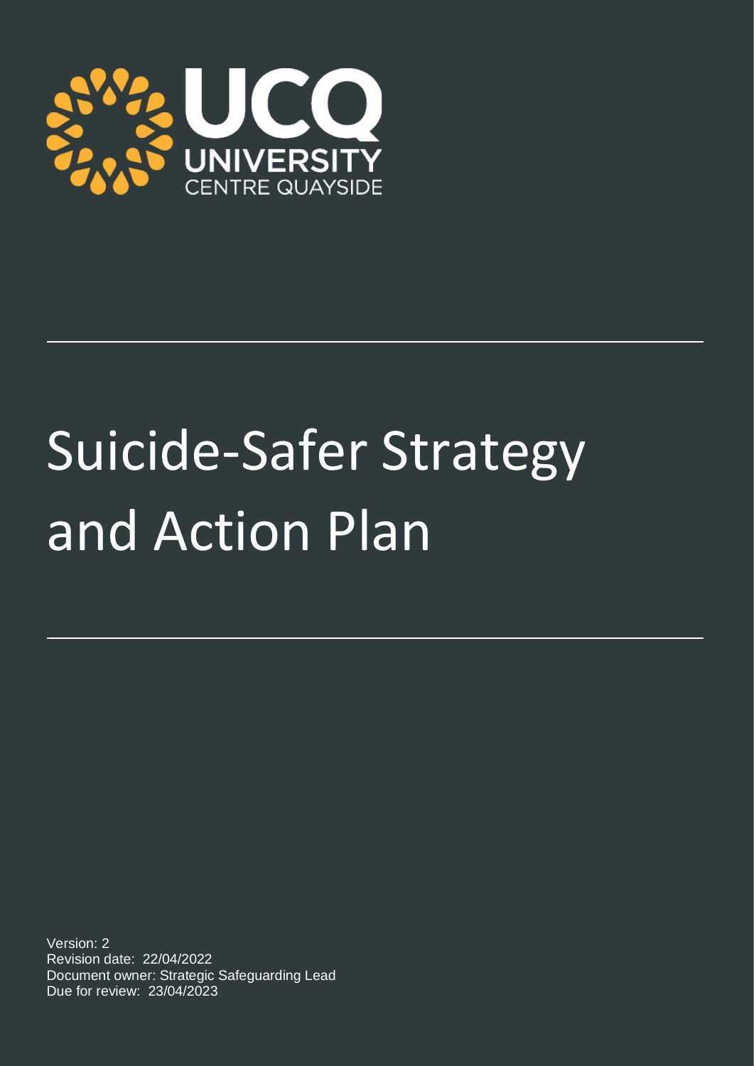UCQ

UNIVERSITY

CENTRE QUAYSIDE

# Suicide-Safer Strategy and Action Plan

Version: 2

Revision date: 22/04/2022

Document owner: Strategic Safeguarding Lead

Due for review: 23/04/2023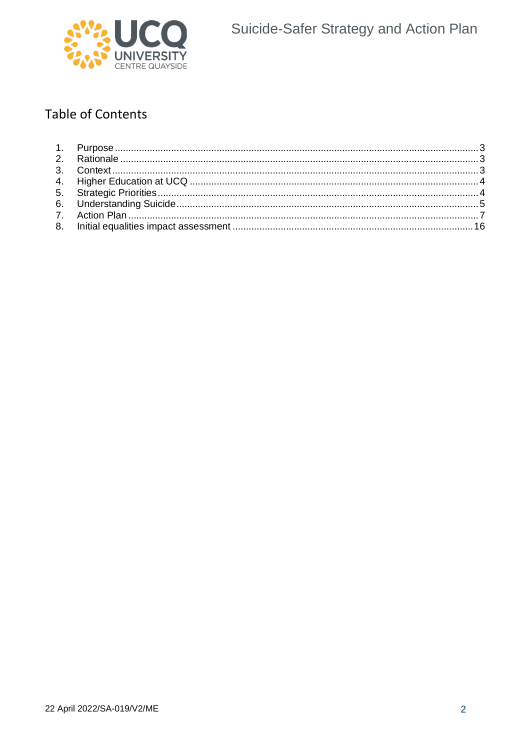## Table of Contents

1. Purpose ... 3
2. Rationale ... 3
3. Context ... 3
4. Higher Education at UCQ ... 4
5. Strategic Priorities ... 4
6. Understanding Suicide ... 5
7. Action Plan ... 7
8. Initial equalities impact assessment ... 16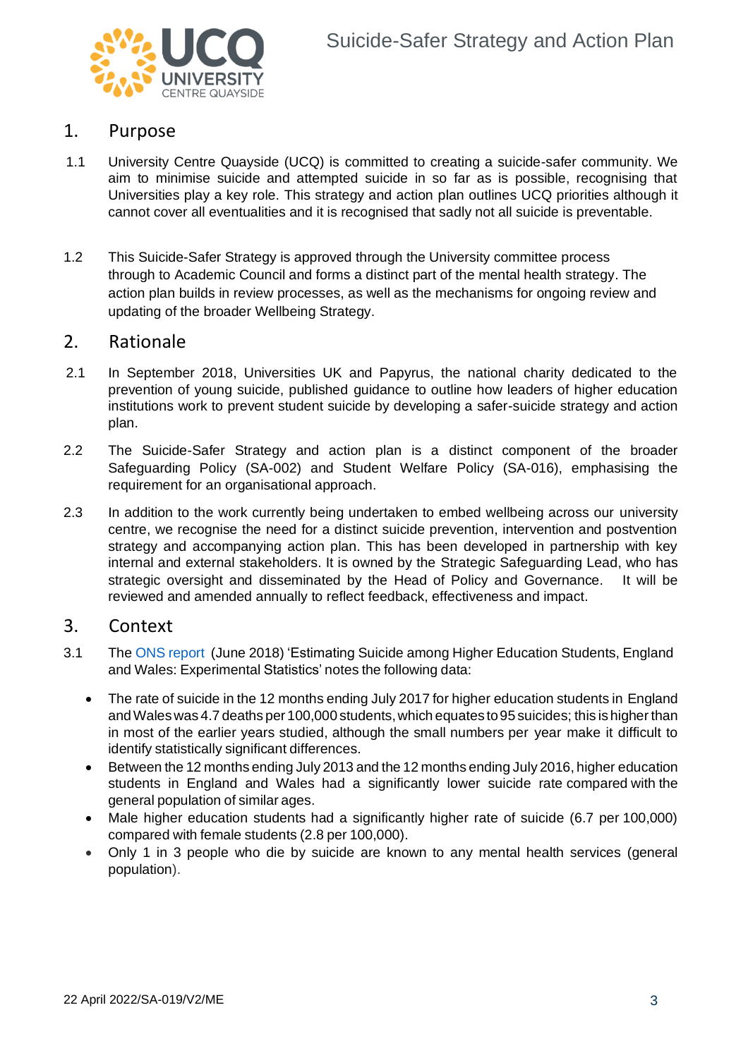## 1. Purpose

1.1 University Centre Quayside (UCQ) is committed to creating a suicide-safer community. We aim to minimise suicide and attempted suicide in so far as is possible, recognising that Universities play a key role. This strategy and action plan outlines UCQ priorities although it cannot cover all eventualities and it is recognised that sadly not all suicide is preventable.

1.2 This Suicide-Safer Strategy is approved through the University committee process through to Academic Council and forms a distinct part of the mental health strategy. The action plan builds in review processes, as well as the mechanisms for ongoing review and updating of the broader Wellbeing Strategy.

## 2. Rationale

2.1 In September 2018, Universities UK and Papyrus, the national charity dedicated to the prevention of young suicide, published guidance to outline how leaders of higher education institutions work to prevent student suicide by developing a safer-suicide strategy and action plan.

2.2 The Suicide-Safer Strategy and action plan is a distinct component of the broader Safeguarding Policy (SA-002) and Student Welfare Policy (SA-016), emphasising the requirement for an organisational approach.

2.3 In addition to the work currently being undertaken to embed wellbeing across our university centre, we recognise the need for a distinct suicide prevention, intervention and postvention strategy and accompanying action plan. This has been developed in partnership with key internal and external stakeholders. It is owned by the Strategic Safeguarding Lead, who has strategic oversight and disseminated by the Head of Policy and Governance. It will be reviewed and amended annually to reflect feedback, effectiveness and impact.

## 3. Context

3.1 The ONS report (June 2018) 'Estimating Suicide among Higher Education Students, England and Wales: Experimental Statistics' notes the following data:

- The rate of suicide in the 12 months ending July 2017 for higher education students in England and Wales was 4.7 deaths per 100,000 students, which equates to 95 suicides; this is higher than in most of the earlier years studied, although the small numbers per year make it difficult to identify statistically significant differences.
- Between the 12 months ending July 2013 and the 12 months ending July 2016, higher education students in England and Wales had a significantly lower suicide rate compared with the general population of similar ages.
- Male higher education students had a significantly higher rate of suicide (6.7 per 100,000) compared with female students (2.8 per 100,000).
- Only 1 in 3 people who die by suicide are known to any mental health services (general population).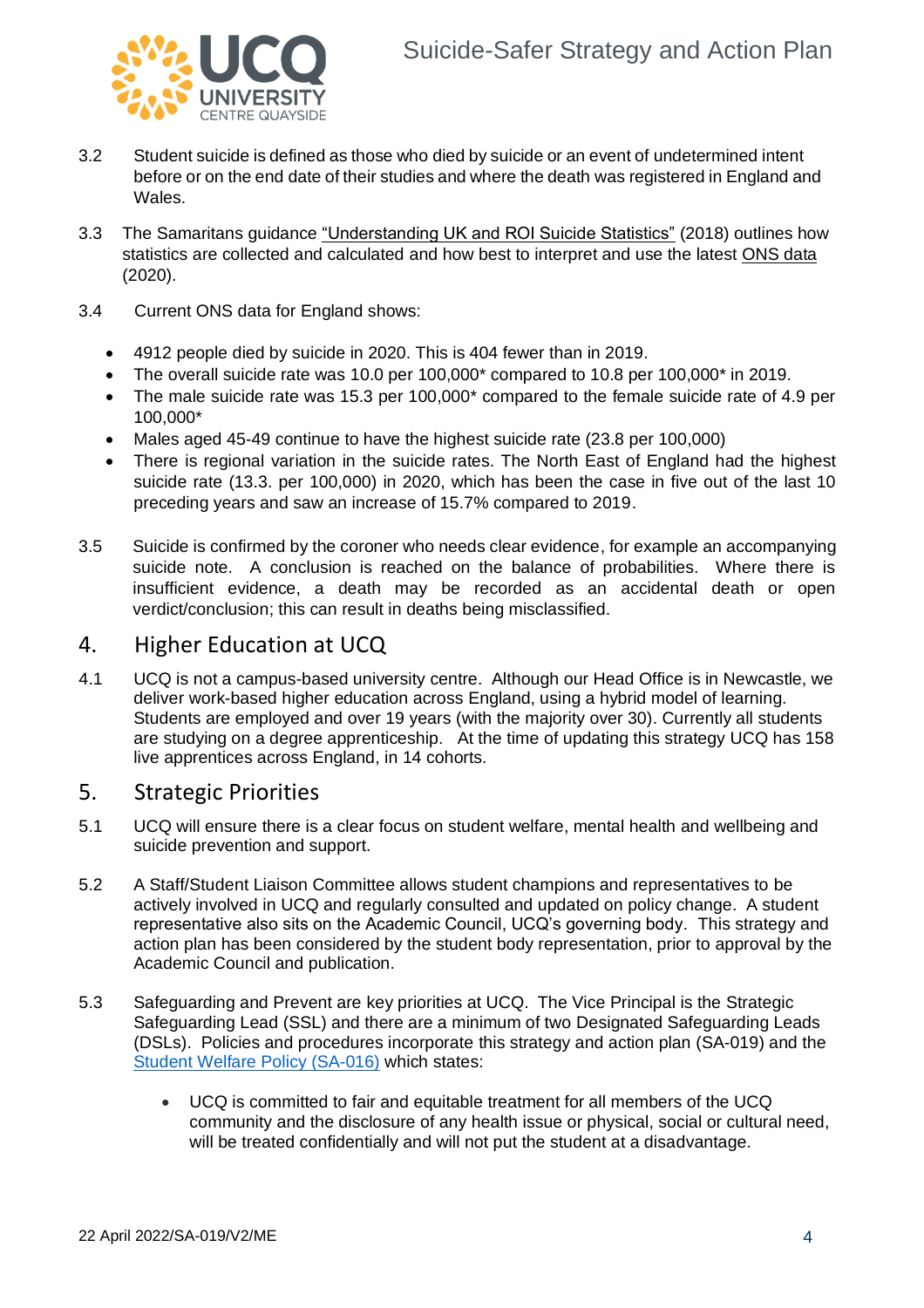3.2 Student suicide is defined as those who died by suicide or an event of undetermined intent before or on the end date of their studies and where the death was registered in England and Wales.

3.3 The Samaritans guidance "Understanding UK and ROI Suicide Statistics" (2018) outlines how statistics are collected and calculated and how best to interpret and use the latest ONS data (2020).

3.4 Current ONS data for England shows:

- 4912 people died by suicide in 2020. This is 404 fewer than in 2019.
- The overall suicide rate was 10.0 per 100,000* compared to 10.8 per 100,000* in 2019.
- The male suicide rate was 15.3 per 100,000* compared to the female suicide rate of 4.9 per 100,000*
- Males aged 45-49 continue to have the highest suicide rate (23.8 per 100,000)
- There is regional variation in the suicide rates. The North East of England had the highest suicide rate (13.3. per 100,000) in 2020, which has been the case in five out of the last 10 preceding years and saw an increase of 15.7% compared to 2019.

3.5 Suicide is confirmed by the coroner who needs clear evidence, for example an accompanying suicide note. A conclusion is reached on the balance of probabilities. Where there is insufficient evidence, a death may be recorded as an accidental death or open verdict/conclusion; this can result in deaths being misclassified.

## 4. Higher Education at UCQ

4.1 UCQ is not a campus-based university centre. Although our Head Office is in Newcastle, we deliver work-based higher education across England, using a hybrid model of learning. Students are employed and over 19 years (with the majority over 30). Currently all students are studying on a degree apprenticeship. At the time of updating this strategy UCQ has 158 live apprentices across England, in 14 cohorts.

## 5. Strategic Priorities

5.1 UCQ will ensure there is a clear focus on student welfare, mental health and wellbeing and suicide prevention and support.

5.2 A Staff/Student Liaison Committee allows student champions and representatives to be actively involved in UCQ and regularly consulted and updated on policy change. A student representative also sits on the Academic Council, UCQ's governing body. This strategy and action plan has been considered by the student body representation, prior to approval by the Academic Council and publication.

5.3 Safeguarding and Prevent are key priorities at UCQ. The Vice Principal is the Strategic Safeguarding Lead (SSL) and there are a minimum of two Designated Safeguarding Leads (DSLs). Policies and procedures incorporate this strategy and action plan (SA-019) and the Student Welfare Policy (SA-016) which states:

- UCQ is committed to fair and equitable treatment for all members of the UCQ community and the disclosure of any health issue or physical, social or cultural need, will be treated confidentially and will not put the student at a disadvantage.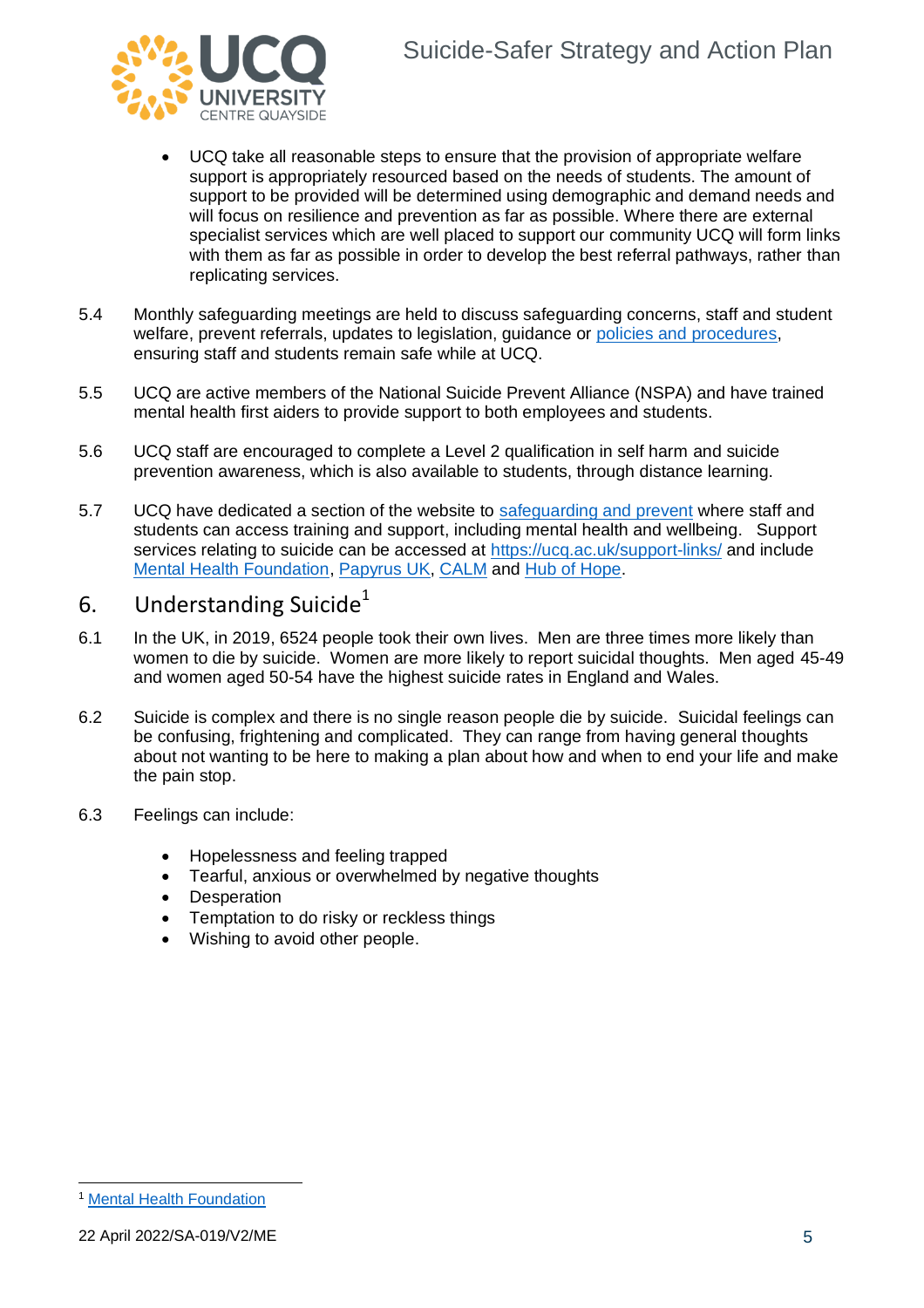- UCQ take all reasonable steps to ensure that the provision of appropriate welfare support is appropriately resourced based on the needs of students. The amount of support to be provided will be determined using demographic and demand needs and will focus on resilience and prevention as far as possible. Where there are external specialist services which are well placed to support our community UCQ will form links with them as far as possible in order to develop the best referral pathways, rather than replicating services.

5.4 Monthly safeguarding meetings are held to discuss safeguarding concerns, staff and student welfare, prevent referrals, updates to legislation, guidance or policies and procedures, ensuring staff and students remain safe while at UCQ.

5.5 UCQ are active members of the National Suicide Prevent Alliance (NSPA) and have trained mental health first aiders to provide support to both employees and students.

5.6 UCQ staff are encouraged to complete a Level 2 qualification in self harm and suicide prevention awareness, which is also available to students, through distance learning.

5.7 UCQ have dedicated a section of the website to safeguarding and prevent where staff and students can access training and support, including mental health and wellbeing. Support services relating to suicide can be accessed at https://ucq.ac.uk/support-links/ and include Mental Health Foundation, Papyrus UK, CALM and Hub of Hope.

## 6. Understanding Suicide[1]

6.1 In the UK, in 2019, 6524 people took their own lives. Men are three times more likely than women to die by suicide. Women are more likely to report suicidal thoughts. Men aged 45-49 and women aged 50-54 have the highest suicide rates in England and Wales.

6.2 Suicide is complex and there is no single reason people die by suicide. Suicidal feelings can be confusing, frightening and complicated. They can range from having general thoughts about not wanting to be here to making a plan about how and when to end your life and make the pain stop.

6.3 Feelings can include:

- Hopelessness and feeling trapped
- Tearful, anxious or overwhelmed by negative thoughts
- Desperation
- Temptation to do risky or reckless things
- Wishing to avoid other people.

[1] Mental Health Foundation

22 April 2022/SA-019/V2/ME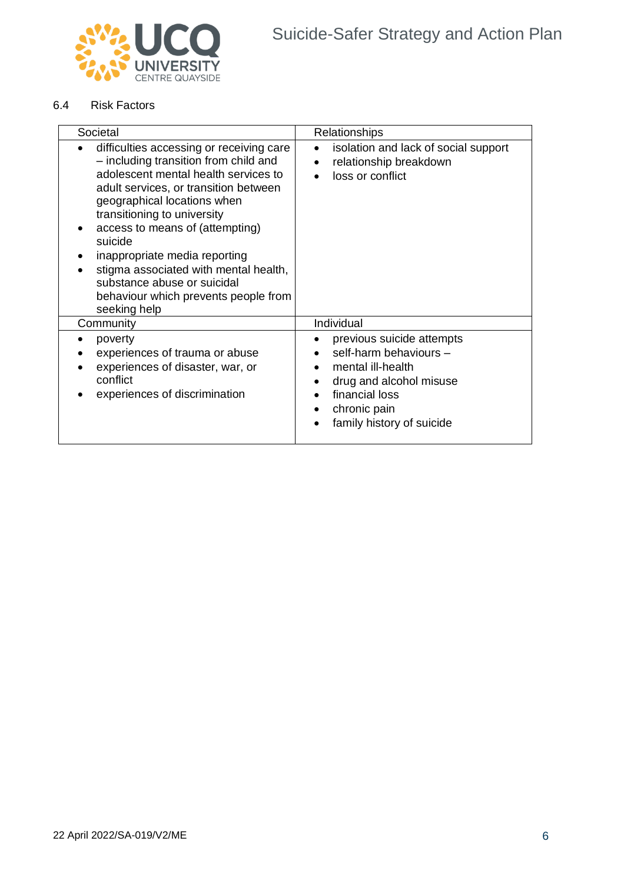## 6.4 Risk Factors

| Societal | Relationships |
|---|---|
| • difficulties accessing or receiving care – including transition from child and adolescent mental health services to adult services, or transition between geographical locations when transitioning to university<br>• access to means of (attempting) suicide<br>• inappropriate media reporting<br>• stigma associated with mental health, substance abuse or suicidal behaviour which prevents people from seeking help | • isolation and lack of social support<br>• relationship breakdown<br>• loss or conflict |
| **Community** | **Individual** |
| • poverty<br>• experiences of trauma or abuse<br>• experiences of disaster, war, or conflict<br>• experiences of discrimination | • previous suicide attempts<br>• self-harm behaviours –<br>• mental ill-health<br>• drug and alcohol misuse<br>• financial loss<br>• chronic pain<br>• family history of suicide |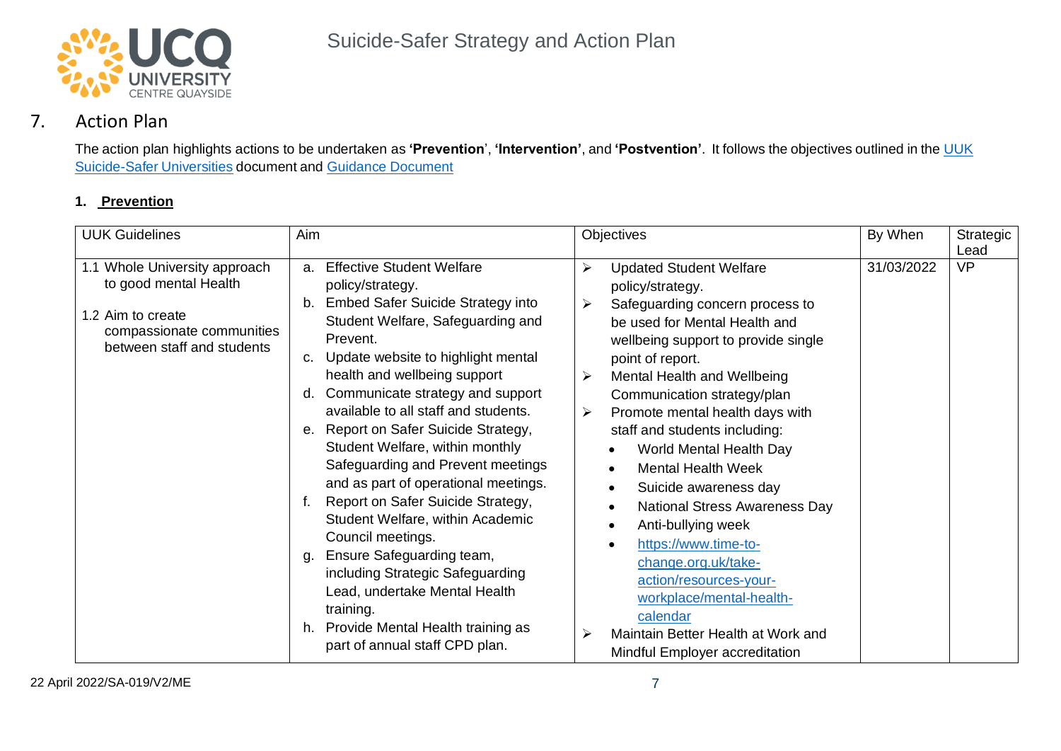## 7. Action Plan

The action plan highlights actions to be undertaken as **'Prevention'**, **'Intervention'**, and **'Postvention'**. It follows the objectives outlined in the [UUK Suicide-Safer Universities]() document and [Guidance Document]()

### 1. Prevention

| UUK Guidelines | Aim | Objectives | By When | Strategic Lead |
|---|---|---|---|---|
| 1.1 Whole University approach to good mental Health<br><br>1.2 Aim to create compassionate communities between staff and students | a. Effective Student Welfare policy/strategy.<br>b. Embed Safer Suicide Strategy into Student Welfare, Safeguarding and Prevent.<br>c. Update website to highlight mental health and wellbeing support<br>d. Communicate strategy and support available to all staff and students.<br>e. Report on Safer Suicide Strategy, Student Welfare, within monthly Safeguarding and Prevent meetings and as part of operational meetings.<br>f. Report on Safer Suicide Strategy, Student Welfare, within Academic Council meetings.<br>g. Ensure Safeguarding team, including Strategic Safeguarding Lead, undertake Mental Health training.<br>h. Provide Mental Health training as part of annual staff CPD plan. | ➢ Updated Student Welfare policy/strategy.<br>➢ Safeguarding concern process to be used for Mental Health and wellbeing support to provide single point of report.<br>➢ Mental Health and Wellbeing Communication strategy/plan<br>➢ Promote mental health days with staff and students including:<br>• World Mental Health Day<br>• Mental Health Week<br>• Suicide awareness day<br>• National Stress Awareness Day<br>• Anti-bullying week<br>• [https://www.time-to-change.org.uk/take-action/resources-your-workplace/mental-health-calendar](https://www.time-to-change.org.uk/take-action/resources-your-workplace/mental-health-calendar)<br>➢ Maintain Better Health at Work and Mindful Employer accreditation | 31/03/2022 | VP |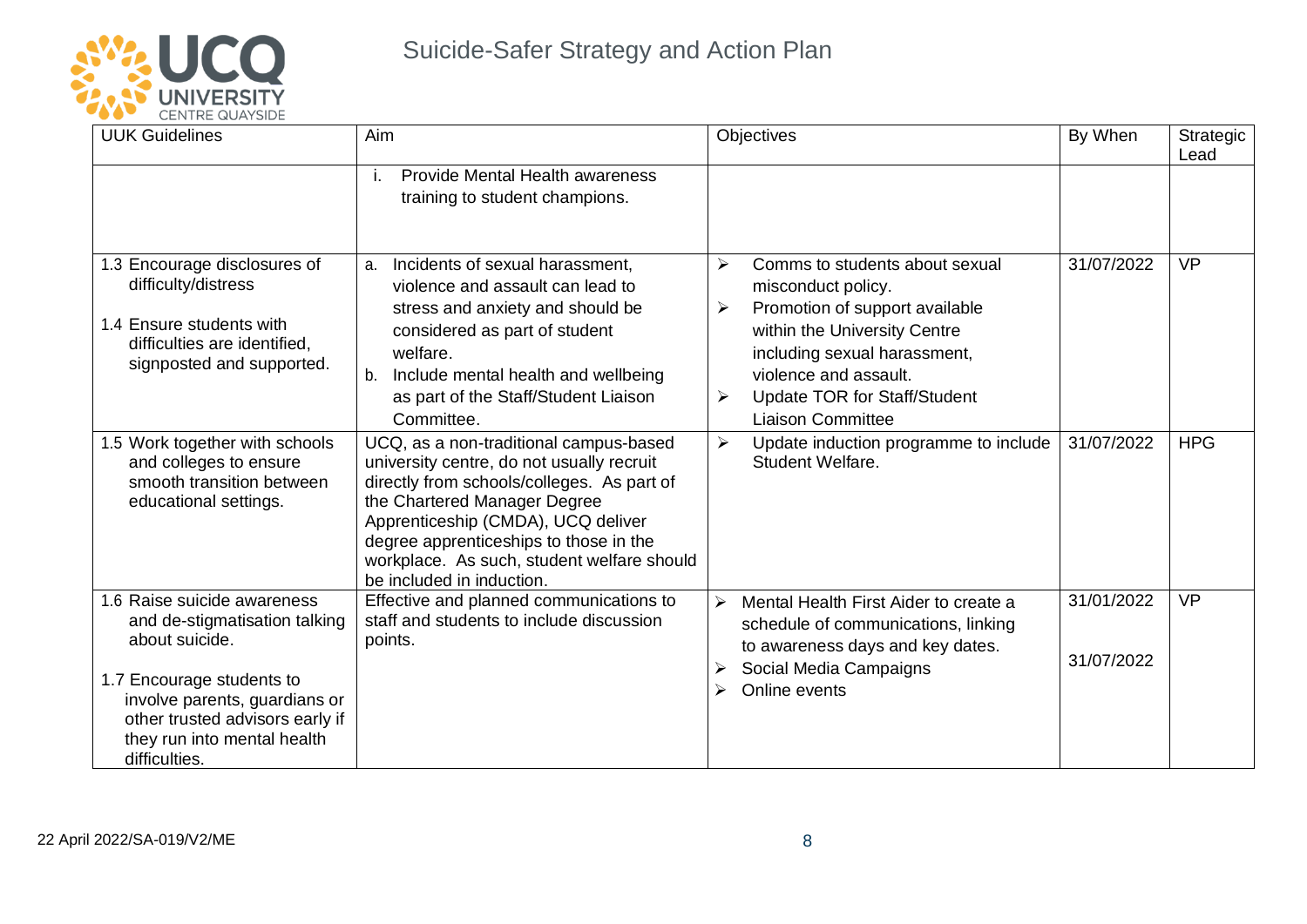| UUK Guidelines | Aim | Objectives | By When | Strategic Lead |
|---|---|---|---|---|
| | i. Provide Mental Health awareness training to student champions. | | | |
| 1.3 Encourage disclosures of difficulty/distress<br><br>1.4 Ensure students with difficulties are identified, signposted and supported. | a. Incidents of sexual harassment, violence and assault can lead to stress and anxiety and should be considered as part of student welfare.<br>b. Include mental health and wellbeing as part of the Staff/Student Liaison Committee. | ➢ Comms to students about sexual misconduct policy.<br>➢ Promotion of support available within the University Centre including sexual harassment, violence and assault.<br>➢ Update TOR for Staff/Student Liaison Committee | 31/07/2022 | VP |
| 1.5 Work together with schools and colleges to ensure smooth transition between educational settings. | UCQ, as a non-traditional campus-based university centre, do not usually recruit directly from schools/colleges. As part of the Chartered Manager Degree Apprenticeship (CMDA), UCQ deliver degree apprenticeships to those in the workplace. As such, student welfare should be included in induction. | ➢ Update induction programme to include Student Welfare. | 31/07/2022 | HPG |
| 1.6 Raise suicide awareness and de-stigmatisation talking about suicide.<br><br>1.7 Encourage students to involve parents, guardians or other trusted advisors early if they run into mental health difficulties. | Effective and planned communications to staff and students to include discussion points. | ➢ Mental Health First Aider to create a schedule of communications, linking to awareness days and key dates.<br>➢ Social Media Campaigns<br>➢ Online events | 31/01/2022<br><br>31/07/2022 | VP |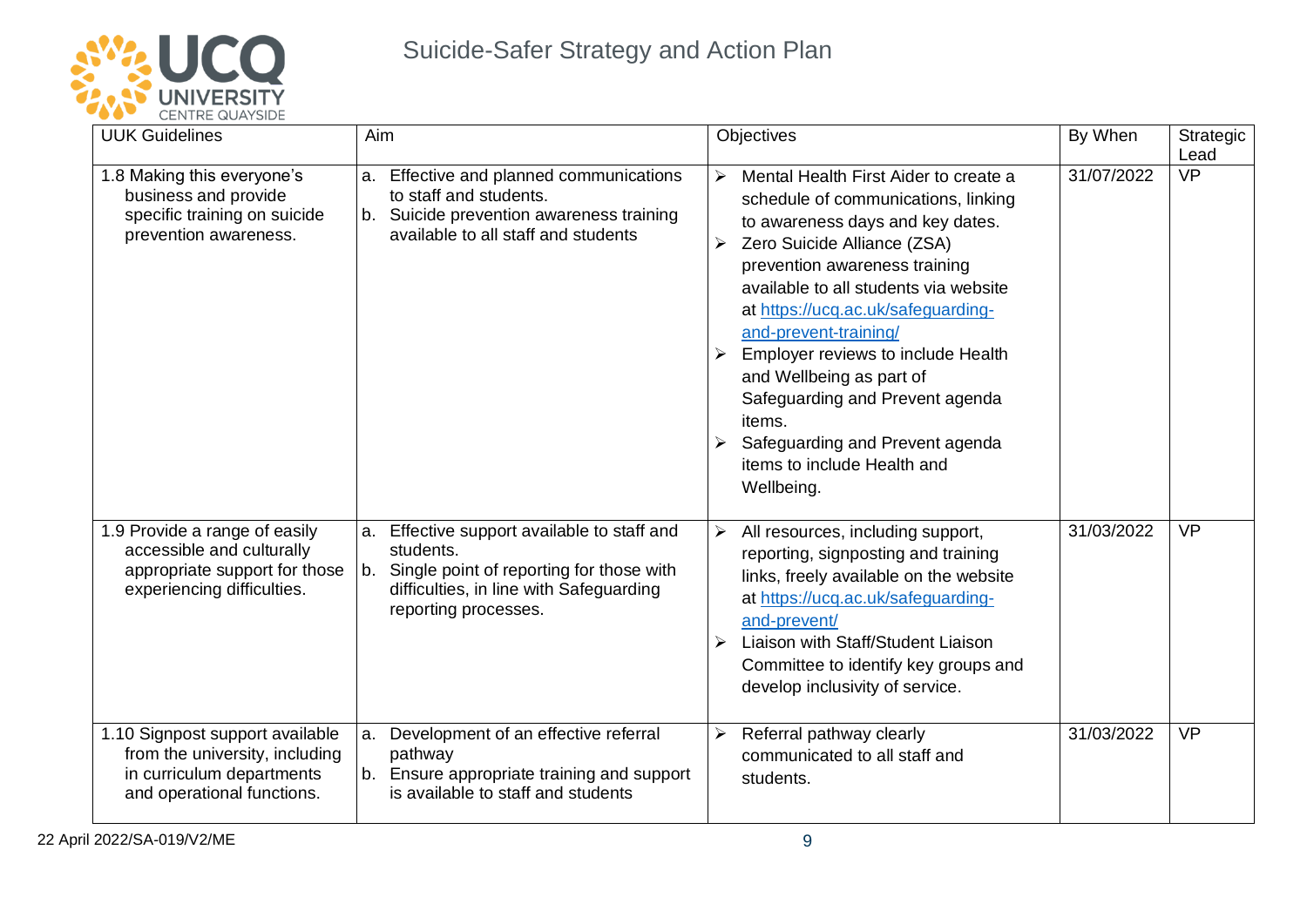| UUK Guidelines | Aim | Objectives | By When | Strategic Lead |
|---|---|---|---|---|
| 1.8 Making this everyone's business and provide specific training on suicide prevention awareness. | a. Effective and planned communications to staff and students.<br>b. Suicide prevention awareness training available to all staff and students | ➢ Mental Health First Aider to create a schedule of communications, linking to awareness days and key dates.<br>➢ Zero Suicide Alliance (ZSA) prevention awareness training available to all students via website at https://ucq.ac.uk/safeguarding-and-prevent-training/<br>➢ Employer reviews to include Health and Wellbeing as part of Safeguarding and Prevent agenda items.<br>➢ Safeguarding and Prevent agenda items to include Health and Wellbeing. | 31/07/2022 | VP |
| 1.9 Provide a range of easily accessible and culturally appropriate support for those experiencing difficulties. | a. Effective support available to staff and students.<br>b. Single point of reporting for those with difficulties, in line with Safeguarding reporting processes. | ➢ All resources, including support, reporting, signposting and training links, freely available on the website at https://ucq.ac.uk/safeguarding-and-prevent/<br>➢ Liaison with Staff/Student Liaison Committee to identify key groups and develop inclusivity of service. | 31/03/2022 | VP |
| 1.10 Signpost support available from the university, including in curriculum departments and operational functions. | a. Development of an effective referral pathway<br>b. Ensure appropriate training and support is available to staff and students | ➢ Referral pathway clearly communicated to all staff and students. | 31/03/2022 | VP |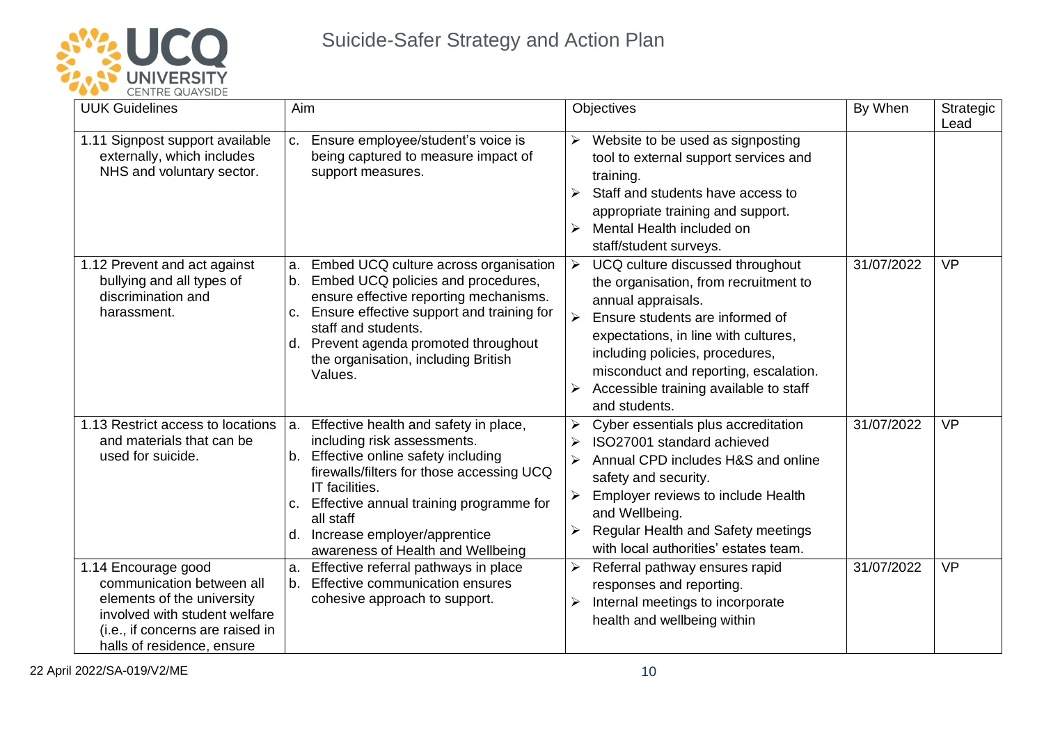| UUK Guidelines | Aim | Objectives | By When | Strategic Lead |
|---|---|---|---|---|
| 1.11 Signpost support available externally, which includes NHS and voluntary sector. | c. Ensure employee/student's voice is being captured to measure impact of support measures. | ➢ Website to be used as signposting tool to external support services and training.<br>➢ Staff and students have access to appropriate training and support.<br>➢ Mental Health included on staff/student surveys. | | |
| 1.12 Prevent and act against bullying and all types of discrimination and harassment. | a. Embed UCQ culture across organisation<br>b. Embed UCQ policies and procedures, ensure effective reporting mechanisms.<br>c. Ensure effective support and training for staff and students.<br>d. Prevent agenda promoted throughout the organisation, including British Values. | ➢ UCQ culture discussed throughout the organisation, from recruitment to annual appraisals.<br>➢ Ensure students are informed of expectations, in line with cultures, including policies, procedures, misconduct and reporting, escalation.<br>➢ Accessible training available to staff and students. | 31/07/2022 | VP |
| 1.13 Restrict access to locations and materials that can be used for suicide. | a. Effective health and safety in place, including risk assessments.<br>b. Effective online safety including firewalls/filters for those accessing UCQ IT facilities.<br>c. Effective annual training programme for all staff<br>d. Increase employer/apprentice awareness of Health and Wellbeing | ➢ Cyber essentials plus accreditation<br>➢ ISO27001 standard achieved<br>➢ Annual CPD includes H&S and online safety and security.<br>➢ Employer reviews to include Health and Wellbeing.<br>➢ Regular Health and Safety meetings with local authorities' estates team. | 31/07/2022 | VP |
| 1.14 Encourage good communication between all elements of the university involved with student welfare (i.e., if concerns are raised in halls of residence, ensure | a. Effective referral pathways in place<br>b. Effective communication ensures cohesive approach to support. | ➢ Referral pathway ensures rapid responses and reporting.<br>➢ Internal meetings to incorporate health and wellbeing within | 31/07/2022 | VP |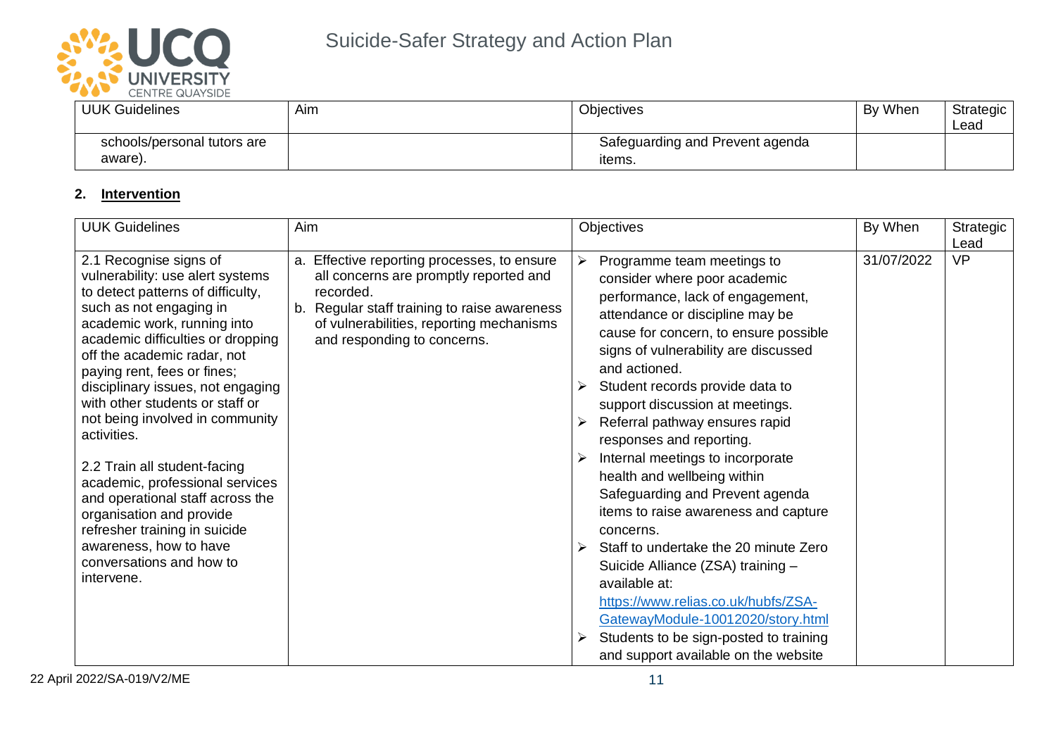| UUK Guidelines | Aim | Objectives | By When | Strategic Lead |
|---|---|---|---|---|
| schools/personal tutors are aware). | | Safeguarding and Prevent agenda items. | | |

**2. Intervention**

| UUK Guidelines | Aim | Objectives | By When | Strategic Lead |
|---|---|---|---|---|
| 2.1 Recognise signs of vulnerability: use alert systems to detect patterns of difficulty, such as not engaging in academic work, running into academic difficulties or dropping off the academic radar, not paying rent, fees or fines; disciplinary issues, not engaging with other students or staff or not being involved in community activities.<br><br>2.2 Train all student-facing academic, professional services and operational staff across the organisation and provide refresher training in suicide awareness, how to have conversations and how to intervene. | a. Effective reporting processes, to ensure all concerns are promptly reported and recorded.<br>b. Regular staff training to raise awareness of vulnerabilities, reporting mechanisms and responding to concerns. | ➢ Programme team meetings to consider where poor academic performance, lack of engagement, attendance or discipline may be cause for concern, to ensure possible signs of vulnerability are discussed and actioned.<br>➢ Student records provide data to support discussion at meetings.<br>➢ Referral pathway ensures rapid responses and reporting.<br>➢ Internal meetings to incorporate health and wellbeing within Safeguarding and Prevent agenda items to raise awareness and capture concerns.<br>➢ Staff to undertake the 20 minute Zero Suicide Alliance (ZSA) training – available at: https://www.relias.co.uk/hubfs/ZSA-GatewayModule-10012020/story.html<br>➢ Students to be sign-posted to training and support available on the website | 31/07/2022 | VP |

22 April 2022/SA-019/V2/ME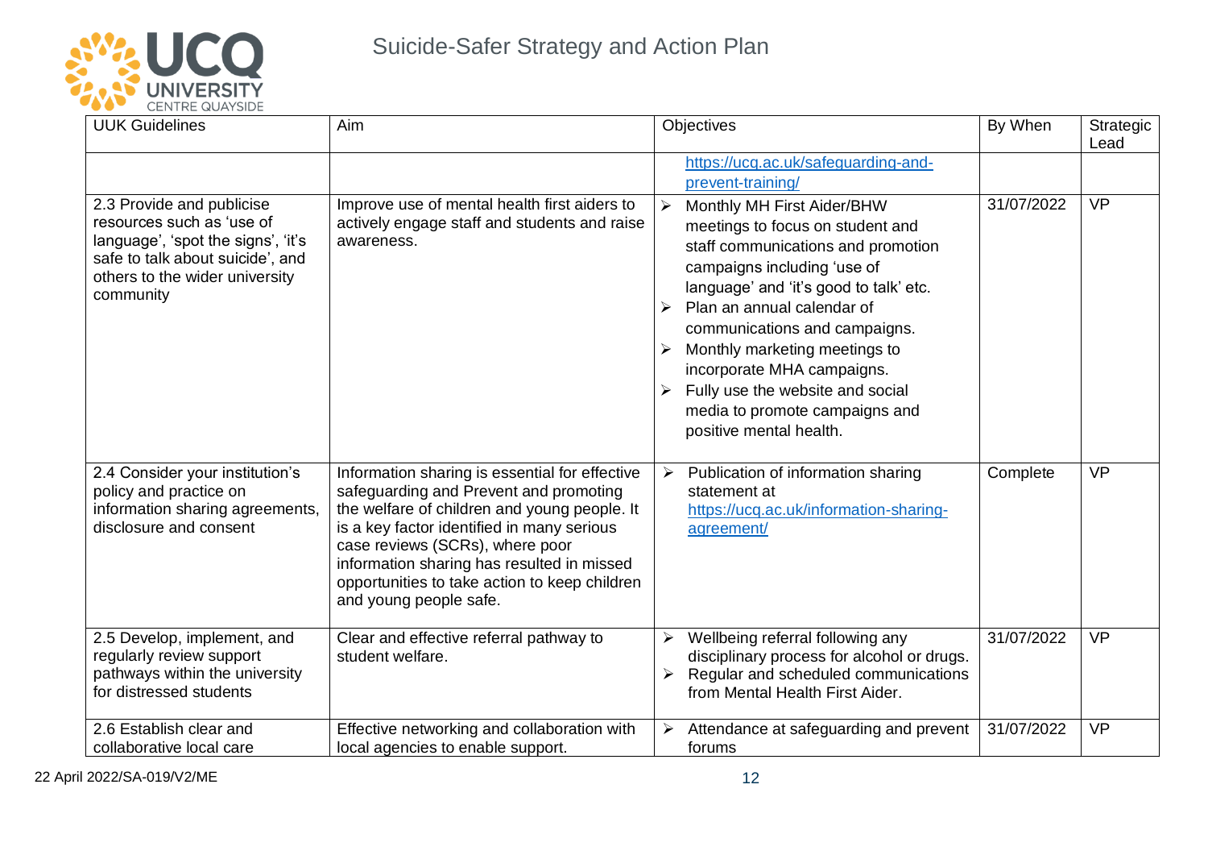| UUK Guidelines | Aim | Objectives | By When | Strategic Lead |
|---|---|---|---|---|
| | | https://ucq.ac.uk/safeguarding-and-prevent-training/ | | |
| 2.3 Provide and publicise resources such as 'use of language', 'spot the signs', 'it's safe to talk about suicide', and others to the wider university community | Improve use of mental health first aiders to actively engage staff and students and raise awareness. | ➢ Monthly MH First Aider/BHW meetings to focus on student and staff communications and promotion campaigns including 'use of language' and 'it's good to talk' etc.<br>➢ Plan an annual calendar of communications and campaigns.<br>➢ Monthly marketing meetings to incorporate MHA campaigns.<br>➢ Fully use the website and social media to promote campaigns and positive mental health. | 31/07/2022 | VP |
| 2.4 Consider your institution's policy and practice on information sharing agreements, disclosure and consent | Information sharing is essential for effective safeguarding and Prevent and promoting the welfare of children and young people. It is a key factor identified in many serious case reviews (SCRs), where poor information sharing has resulted in missed opportunities to take action to keep children and young people safe. | ➢ Publication of information sharing statement at https://ucq.ac.uk/information-sharing-agreement/ | Complete | VP |
| 2.5 Develop, implement, and regularly review support pathways within the university for distressed students | Clear and effective referral pathway to student welfare. | ➢ Wellbeing referral following any disciplinary process for alcohol or drugs.<br>➢ Regular and scheduled communications from Mental Health First Aider. | 31/07/2022 | VP |
| 2.6 Establish clear and collaborative local care | Effective networking and collaboration with local agencies to enable support. | ➢ Attendance at safeguarding and prevent forums | 31/07/2022 | VP |

22 April 2022/SA-019/V2/ME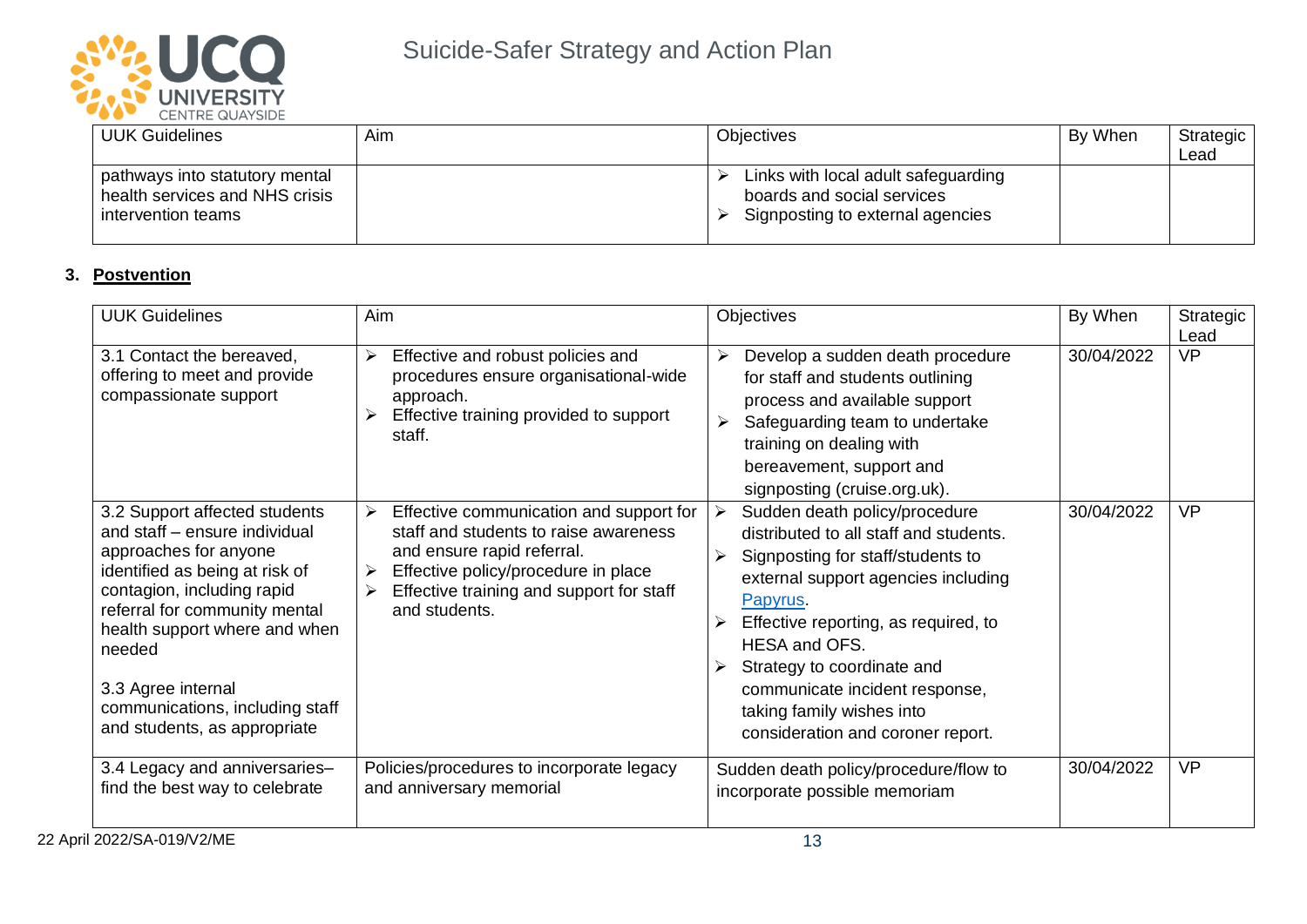| UUK Guidelines | Aim | Objectives | By When | Strategic Lead |
|---|---|---|---|---|
| pathways into statutory mental health services and NHS crisis intervention teams | | ➢ Links with local adult safeguarding boards and social services<br>➢ Signposting to external agencies | | |

### 3. Postvention

| UUK Guidelines | Aim | Objectives | By When | Strategic Lead |
|---|---|---|---|---|
| 3.1 Contact the bereaved, offering to meet and provide compassionate support | ➢ Effective and robust policies and procedures ensure organisational-wide approach.<br>➢ Effective training provided to support staff. | ➢ Develop a sudden death procedure for staff and students outlining process and available support<br>➢ Safeguarding team to undertake training on dealing with bereavement, support and signposting (cruise.org.uk). | 30/04/2022 | VP |
| 3.2 Support affected students and staff – ensure individual approaches for anyone identified as being at risk of contagion, including rapid referral for community mental health support where and when needed<br><br>3.3 Agree internal communications, including staff and students, as appropriate | ➢ Effective communication and support for staff and students to raise awareness and ensure rapid referral.<br>➢ Effective policy/procedure in place<br>➢ Effective training and support for staff and students. | ➢ Sudden death policy/procedure distributed to all staff and students.<br>➢ Signposting for staff/students to external support agencies including Papyrus.<br>➢ Effective reporting, as required, to HESA and OFS.<br>➢ Strategy to coordinate and communicate incident response, taking family wishes into consideration and coroner report. | 30/04/2022 | VP |
| 3.4 Legacy and anniversaries– find the best way to celebrate | Policies/procedures to incorporate legacy and anniversary memorial | Sudden death policy/procedure/flow to incorporate possible memoriam | 30/04/2022 | VP |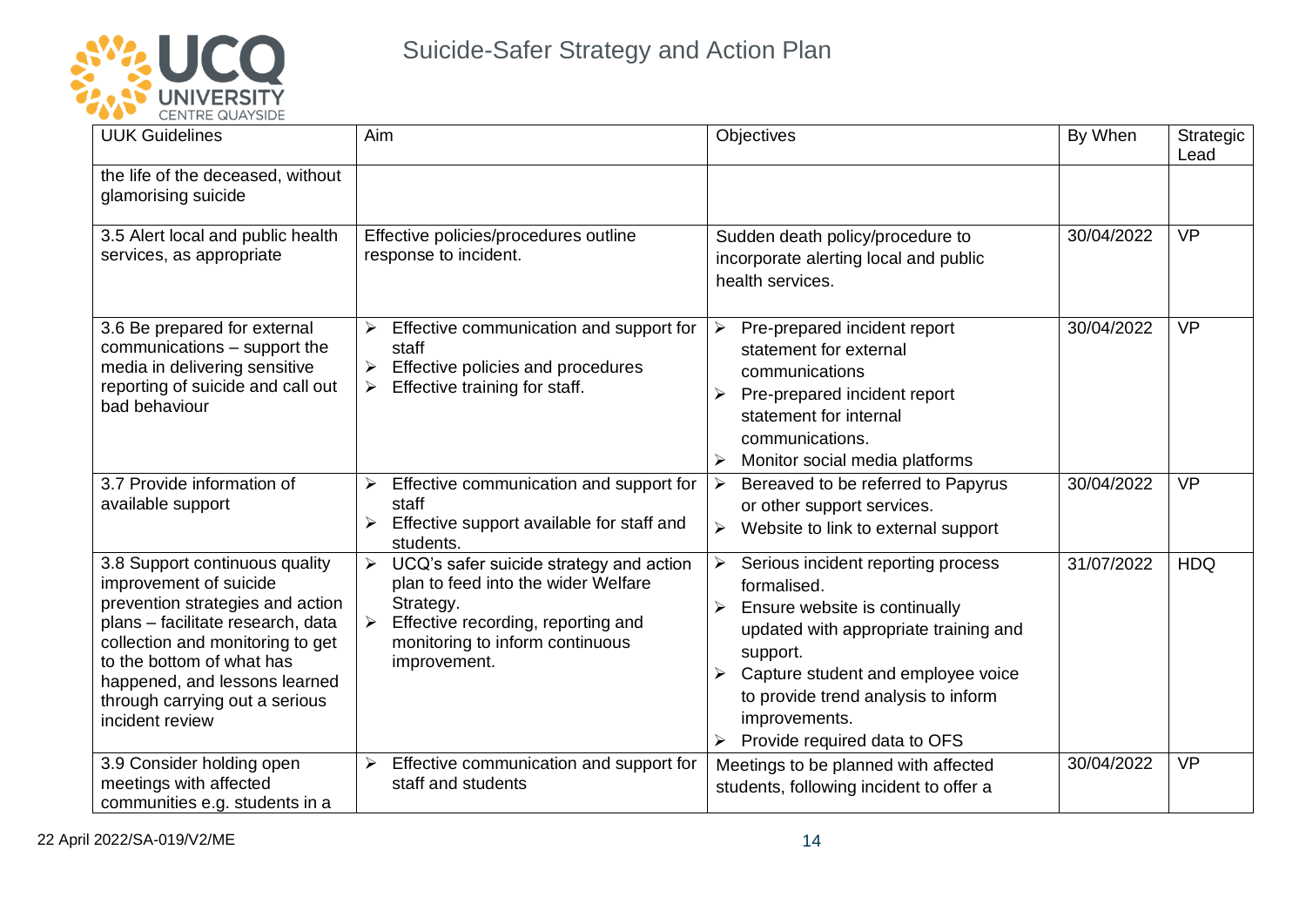| UUK Guidelines | Aim | Objectives | By When | Strategic Lead |
|---|---|---|---|---|
| the life of the deceased, without glamorising suicide | | | | |
| 3.5 Alert local and public health services, as appropriate | Effective policies/procedures outline response to incident. | Sudden death policy/procedure to incorporate alerting local and public health services. | 30/04/2022 | VP |
| 3.6 Be prepared for external communications – support the media in delivering sensitive reporting of suicide and call out bad behaviour | ➢ Effective communication and support for staff<br>➢ Effective policies and procedures<br>➢ Effective training for staff. | ➢ Pre-prepared incident report statement for external communications<br>➢ Pre-prepared incident report statement for internal communications.<br>➢ Monitor social media platforms | 30/04/2022 | VP |
| 3.7 Provide information of available support | ➢ Effective communication and support for staff<br>➢ Effective support available for staff and students. | ➢ Bereaved to be referred to Papyrus or other support services.<br>➢ Website to link to external support | 30/04/2022 | VP |
| 3.8 Support continuous quality improvement of suicide prevention strategies and action plans – facilitate research, data collection and monitoring to get to the bottom of what has happened, and lessons learned through carrying out a serious incident review | ➢ UCQ's safer suicide strategy and action plan to feed into the wider Welfare Strategy.<br>➢ Effective recording, reporting and monitoring to inform continuous improvement. | ➢ Serious incident reporting process formalised.<br>➢ Ensure website is continually updated with appropriate training and support.<br>➢ Capture student and employee voice to provide trend analysis to inform improvements.<br>➢ Provide required data to OFS | 31/07/2022 | HDQ |
| 3.9 Consider holding open meetings with affected communities e.g. students in a | ➢ Effective communication and support for staff and students | Meetings to be planned with affected students, following incident to offer a | 30/04/2022 | VP |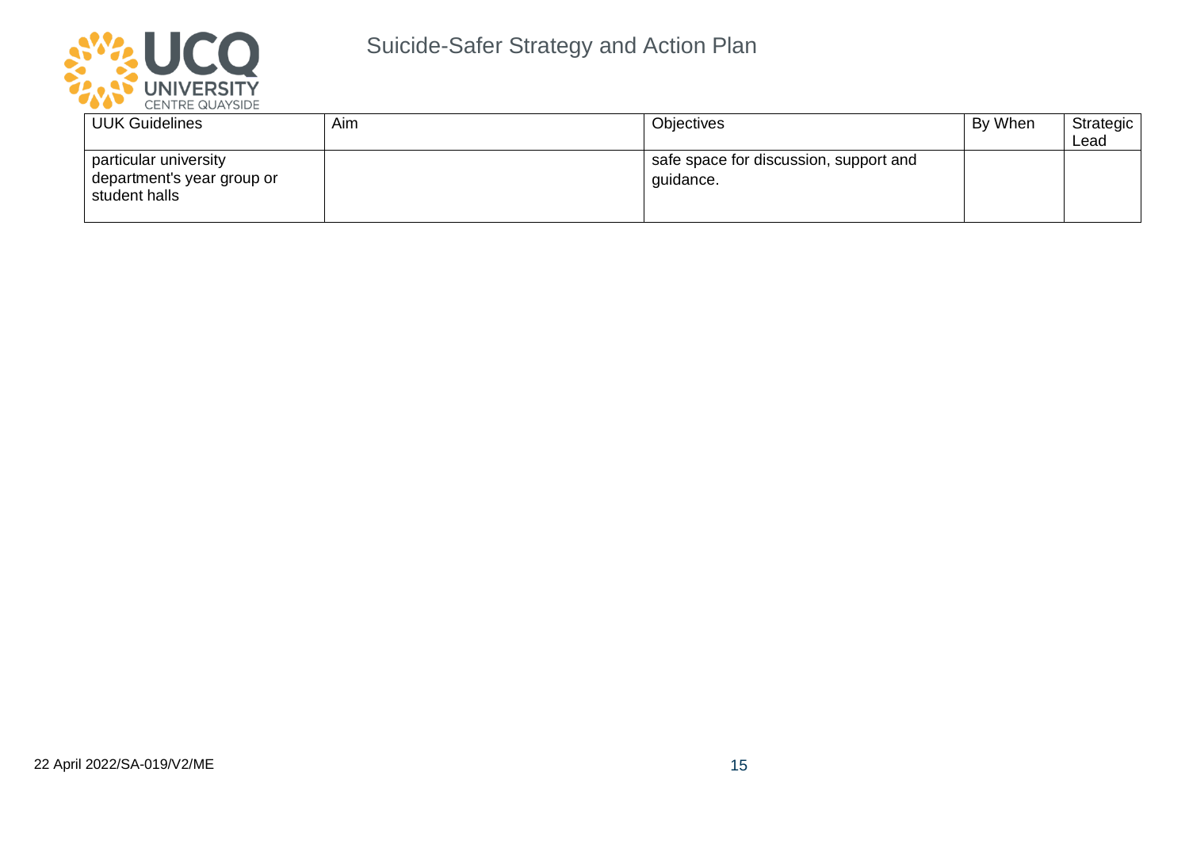| UUK Guidelines | Aim | Objectives | By When | Strategic Lead |
| --- | --- | --- | --- | --- |
| particular university department's year group or student halls | | safe space for discussion, support and guidance. | | |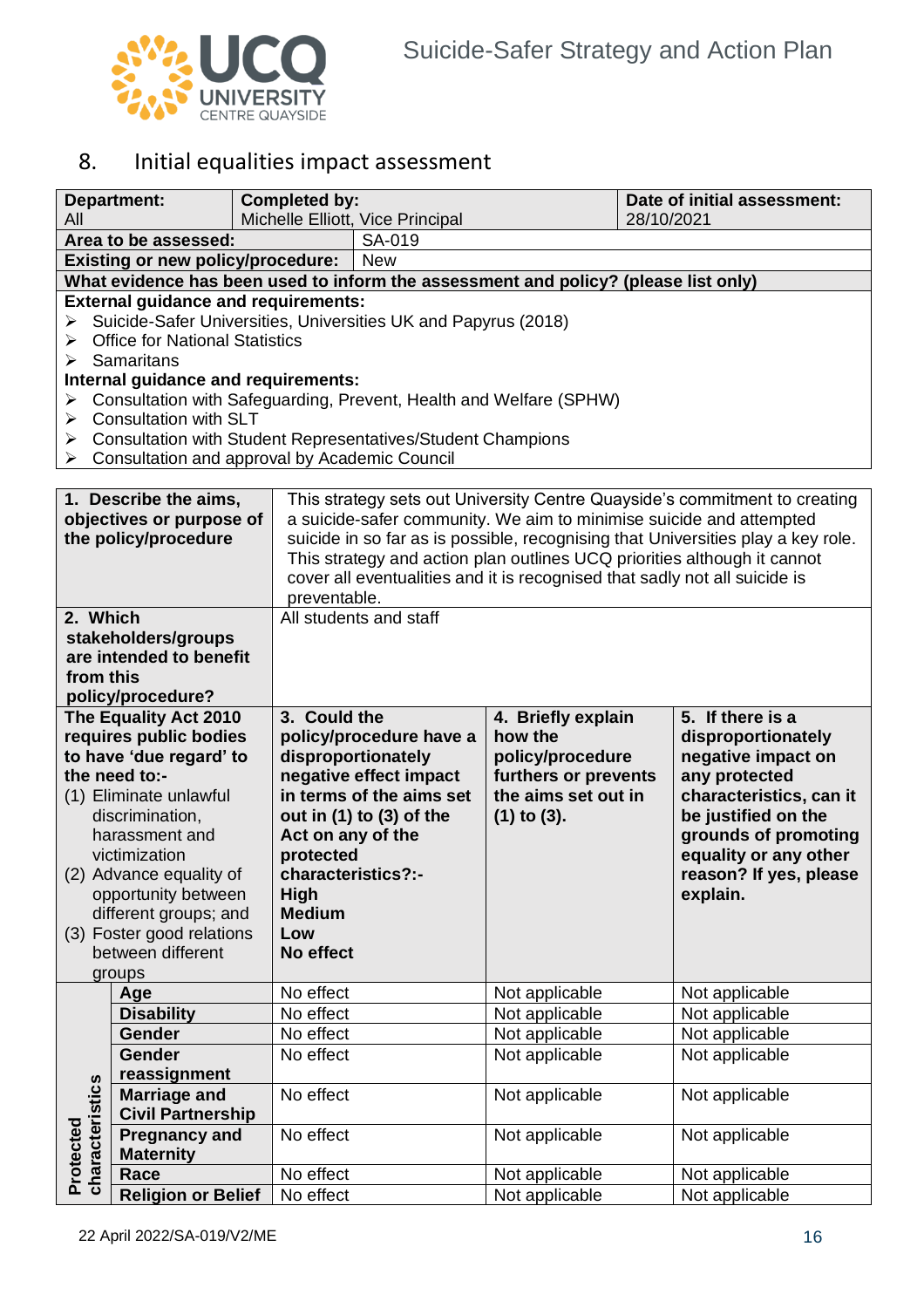## 8. Initial equalities impact assessment

| **Department:** All | **Completed by:** Michelle Elliott, Vice Principal | **Date of initial assessment:** 28/10/2021 |
|---|---|---|
| **Area to be assessed:** | SA-019 | |
| **Existing or new policy/procedure:** | New | |

**What evidence has been used to inform the assessment and policy? (please list only)**

**External guidance and requirements:**

- Suicide-Safer Universities, Universities UK and Papyrus (2018)
- Office for National Statistics
- Samaritans

**Internal guidance and requirements:**

- Consultation with Safeguarding, Prevent, Health and Welfare (SPHW)
- Consultation with SLT
- Consultation with Student Representatives/Student Champions
- Consultation and approval by Academic Council

| **1. Describe the aims, objectives or purpose of the policy/procedure** | This strategy sets out University Centre Quayside's commitment to creating a suicide-safer community. We aim to minimise suicide and attempted suicide in so far as is possible, recognising that Universities play a key role. This strategy and action plan outlines UCQ priorities although it cannot cover all eventualities and it is recognised that sadly not all suicide is preventable. |
|---|---|
| **2. Which stakeholders/groups are intended to benefit from this policy/procedure?** | All students and staff |

| **The Equality Act 2010 requires public bodies to have 'due regard' to the need to:-** (1) Eliminate unlawful discrimination, harassment and victimization (2) Advance equality of opportunity between different groups; and (3) Foster good relations between different groups | | **3. Could the policy/procedure have a disproportionately negative effect impact in terms of the aims set out in (1) to (3) of the Act on any of the protected characteristics?:-** High Medium Low No effect | **4. Briefly explain how the policy/procedure furthers or prevents the aims set out in (1) to (3).** | **5. If there is a disproportionately negative impact on any protected characteristics, can it be justified on the grounds of promoting equality or any other reason? If yes, please explain.** |
|---|---|---|---|---|
| **Protected characteristics** | **Age** | No effect | Not applicable | Not applicable |
| | **Disability** | No effect | Not applicable | Not applicable |
| | **Gender** | No effect | Not applicable | Not applicable |
| | **Gender reassignment** | No effect | Not applicable | Not applicable |
| | **Marriage and Civil Partnership** | No effect | Not applicable | Not applicable |
| | **Pregnancy and Maternity** | No effect | Not applicable | Not applicable |
| | **Race** | No effect | Not applicable | Not applicable |
| | **Religion or Belief** | No effect | Not applicable | Not applicable |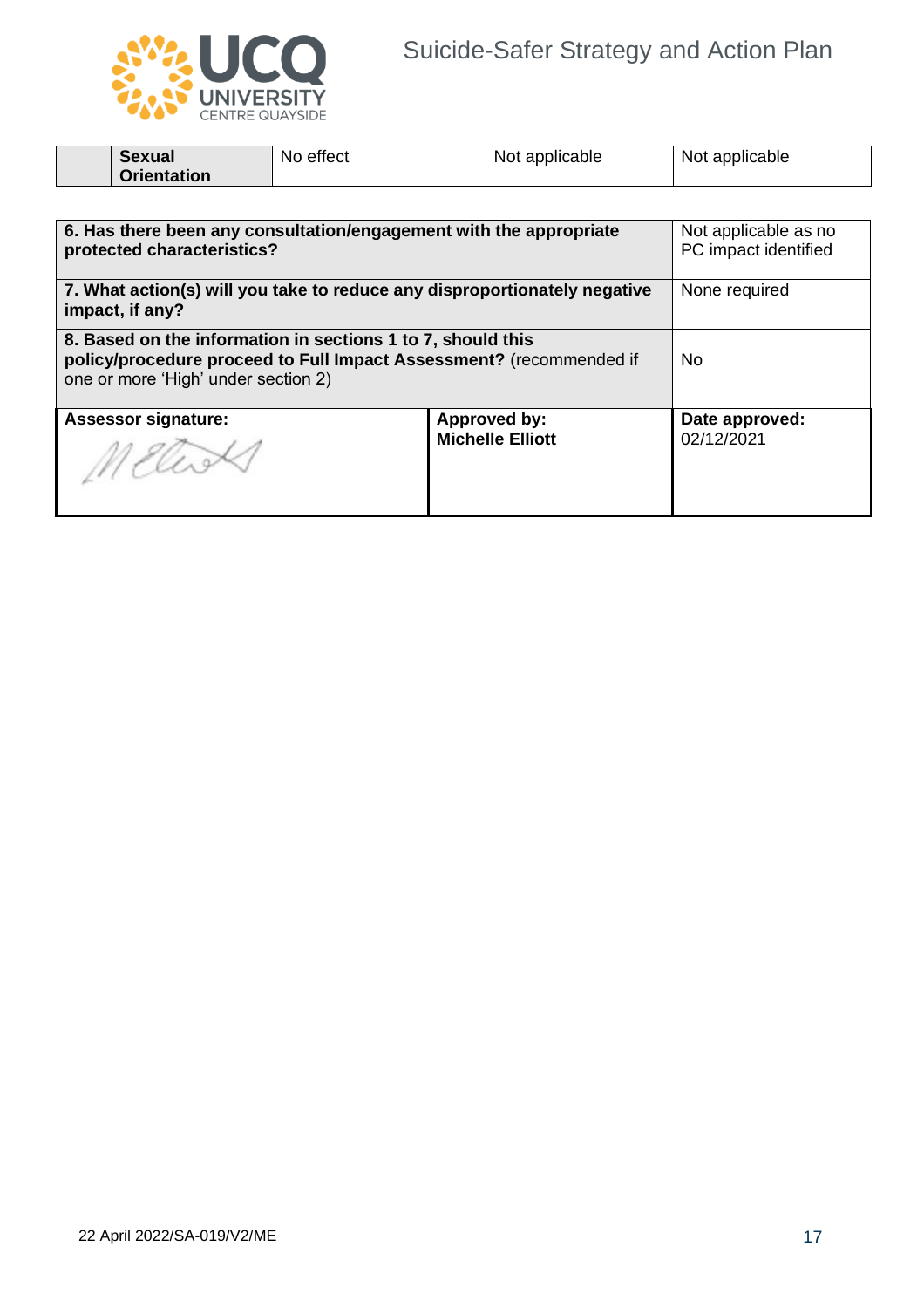| | | | | |
|---|---|---|---|---|
| | **Sexual Orientation** | No effect | Not applicable | Not applicable |

| | | |
|---|---|---|
| **6. Has there been any consultation/engagement with the appropriate protected characteristics?** | | Not applicable as no PC impact identified |
| **7. What action(s) will you take to reduce any disproportionately negative impact, if any?** | | None required |
| **8. Based on the information in sections 1 to 7, should this policy/procedure proceed to Full Impact Assessment?** (recommended if one or more 'High' under section 2) | | No |
| **Assessor signature:** M Elliott | **Approved by:** **Michelle Elliott** | **Date approved:** 02/12/2021 |

22 April 2022/SA-019/V2/ME